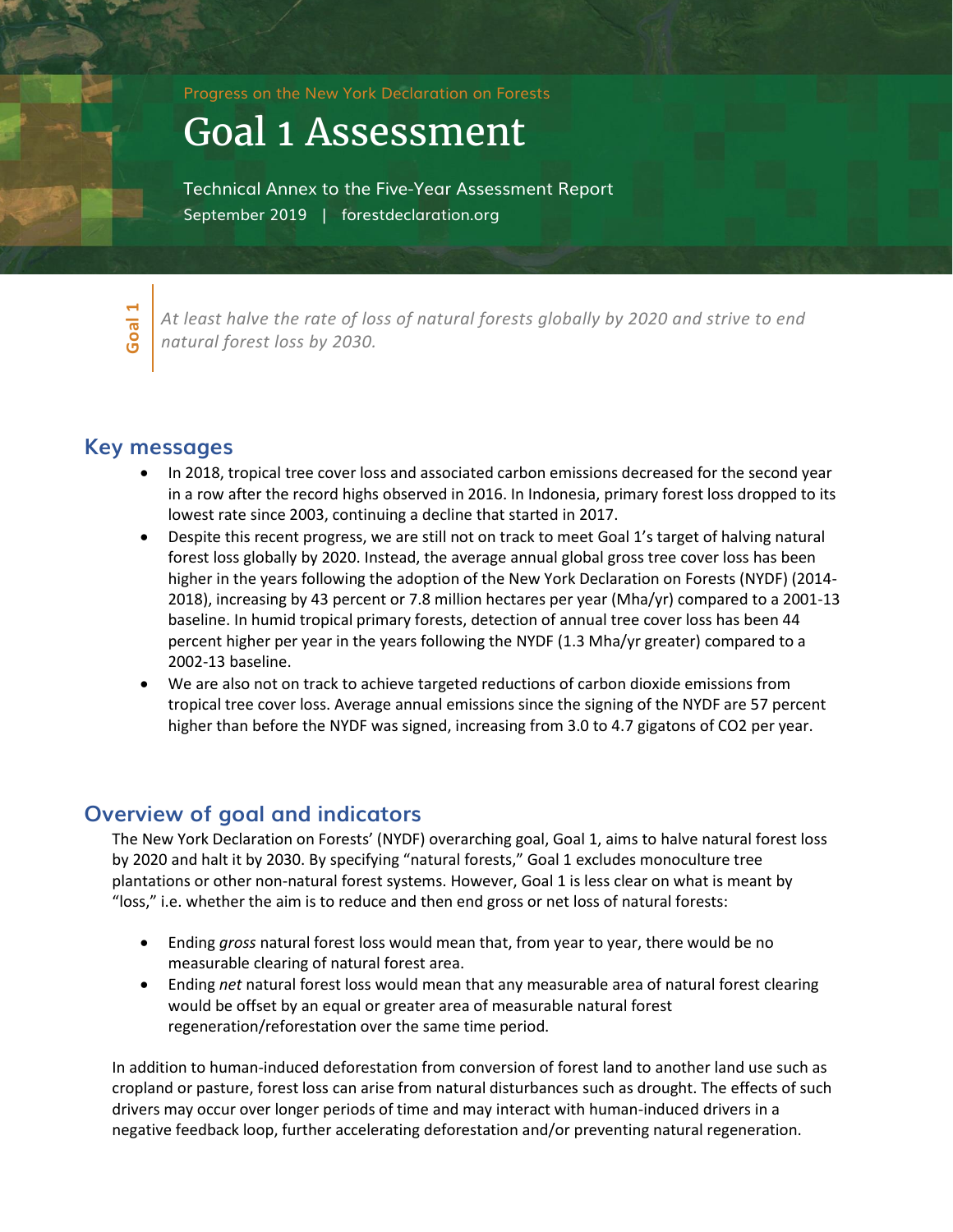Progress on the New York Declaration on Forests

# Goal 1 Assessment

Technical Annex to the Five-Year Assessment Report

September 2019 | forestdeclaration.org

**Goal 1**

*At least halve the rate of loss of natural forests globally by 2020 and strive to end natural forest loss by 2030.*

## Key messages

- In 2018, tropical tree cover loss and associated carbon emissions decreased for the second year in a row after the record highs observed in 2016. In Indonesia, primary forest loss dropped to its lowest rate since 2003, continuing a decline that started in 2017.
- Despite this recent progress, we are still not on track to meet Goal 1's target of halving natural forest loss globally by 2020. Instead, the average annual global gross tree cover loss has been higher in the years following the adoption of the New York Declaration on Forests (NYDF) (2014-2018), increasing by 43 percent or 7.8 million hectares per year (Mha/yr) compared to a 2001-13 baseline. In humid tropical primary forests, detection of annual tree cover loss has been 44 percent higher per year in the years following the NYDF (1.3 Mha/yr greater) compared to a 2002-13 baseline.
- We are also not on track to achieve targeted reductions of carbon dioxide emissions from tropical tree cover loss. Average annual emissions since the signing of the NYDF are 57 percent higher than before the NYDF was signed, increasing from 3.0 to 4.7 gigatons of $CO_2$ per year.

## Overview of goal and indicators

The New York Declaration on Forests' (NYDF) overarching goal, Goal 1, aims to halve natural forest loss by 2020 and halt it by 2030. By specifying "natural forests," Goal 1 excludes monoculture tree plantations or other non-natural forest systems. However, Goal 1 is less clear on what is meant by "loss," i.e. whether the aim is to reduce and then end gross or net loss of natural forests:

- Ending *gross* natural forest loss would mean that, from year to year, there would be no measurable clearing of natural forest area.
- Ending *net* natural forest loss would mean that any measurable area of natural forest clearing would be offset by an equal or greater area of measurable natural forest regeneration/reforestation over the same time period.

In addition to human-induced deforestation from conversion of forest land to another land use such as cropland or pasture, forest loss can arise from natural disturbances such as drought. The effects of such drivers may occur over longer periods of time and may interact with human-induced drivers in a negative feedback loop, further accelerating deforestation and/or preventing natural regeneration.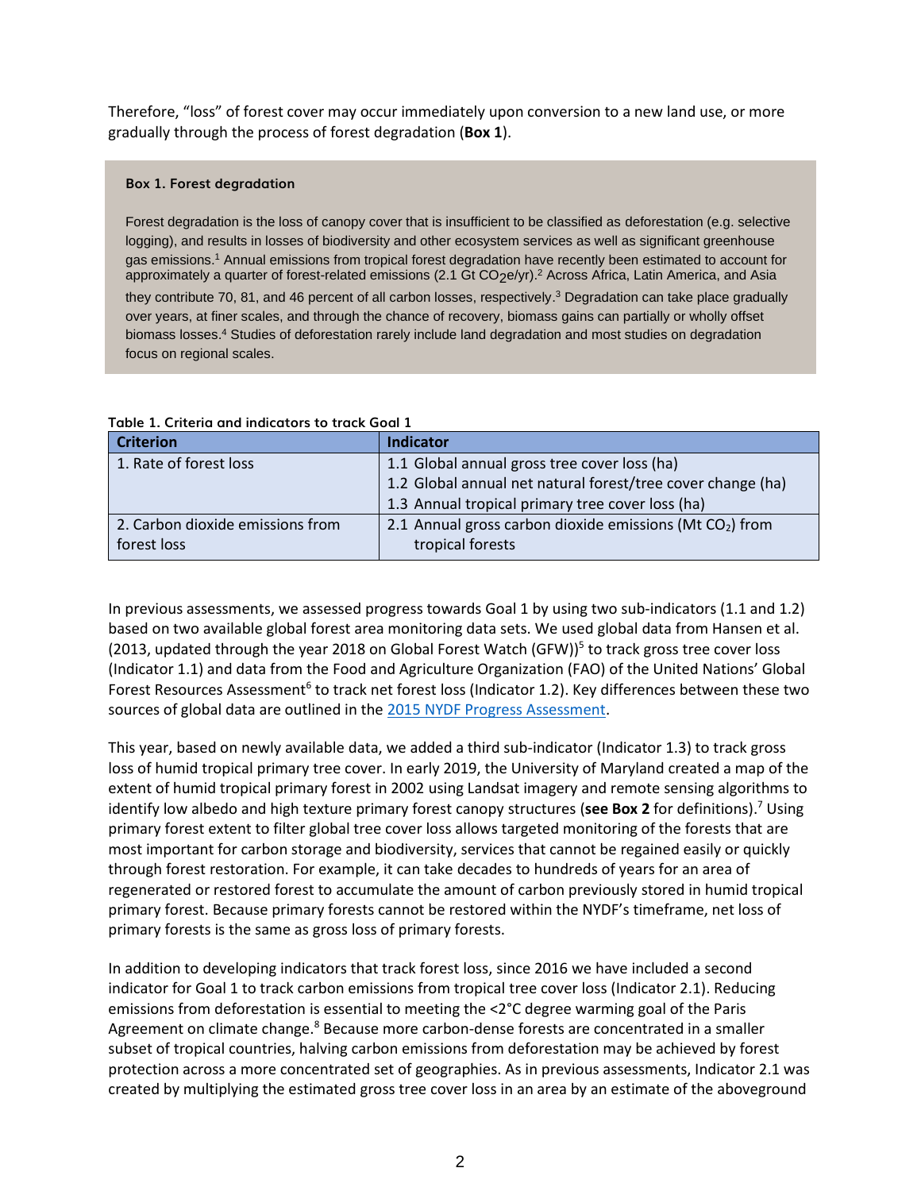Therefore, “loss” of forest cover may occur immediately upon conversion to a new land use, or more gradually through the process of forest degradation (**Box 1**).

> **Box 1. Forest degradation**
>
> Forest degradation is the loss of canopy cover that is insufficient to be classified as deforestation (e.g. selective logging), and results in losses of biodiversity and other ecosystem services as well as significant greenhouse gas emissions.[1] Annual emissions from tropical forest degradation have recently been estimated to account for approximately a quarter of forest-related emissions (2.1 Gt $CO_2e$/yr).[2] Across Africa, Latin America, and Asia they contribute 70, 81, and 46 percent of all carbon losses, respectively.[3] Degradation can take place gradually over years, at finer scales, and through the chance of recovery, biomass gains can partially or wholly offset biomass losses.[4] Studies of deforestation rarely include land degradation and most studies on degradation focus on regional scales.

**Table 1. Criteria and indicators to track Goal 1**

| Criterion | Indicator |
|---|---|
| 1. Rate of forest loss | 1.1 Global annual gross tree cover loss (ha) |
| | 1.2 Global annual net natural forest/tree cover change (ha) |
| | 1.3 Annual tropical primary tree cover loss (ha) |
| 2. Carbon dioxide emissions from forest loss | 2.1 Annual gross carbon dioxide emissions (Mt $CO_2$) from tropical forests |

In previous assessments, we assessed progress towards Goal 1 by using two sub-indicators (1.1 and 1.2) based on two available global forest area monitoring data sets. We used global data from Hansen et al. (2013, updated through the year 2018 on Global Forest Watch (GFW))[5] to track gross tree cover loss (Indicator 1.1) and data from the Food and Agriculture Organization (FAO) of the United Nations’ Global Forest Resources Assessment[6] to track net forest loss (Indicator 1.2). Key differences between these two sources of global data are outlined in the [2015 NYDF Progress Assessment](2015 NYDF Progress Assessment).

This year, based on newly available data, we added a third sub-indicator (Indicator 1.3) to track gross loss of humid tropical primary tree cover. In early 2019, the University of Maryland created a map of the extent of humid tropical primary forest in 2002 using Landsat imagery and remote sensing algorithms to identify low albedo and high texture primary forest canopy structures (**see Box 2** for definitions).[7] Using primary forest extent to filter global tree cover loss allows targeted monitoring of the forests that are most important for carbon storage and biodiversity, services that cannot be regained easily or quickly through forest restoration. For example, it can take decades to hundreds of years for an area of regenerated or restored forest to accumulate the amount of carbon previously stored in humid tropical primary forest. Because primary forests cannot be restored within the NYDF’s timeframe, net loss of primary forests is the same as gross loss of primary forests.

In addition to developing indicators that track forest loss, since 2016 we have included a second indicator for Goal 1 to track carbon emissions from tropical tree cover loss (Indicator 2.1). Reducing emissions from deforestation is essential to meeting the <2°C degree warming goal of the Paris Agreement on climate change.[8] Because more carbon-dense forests are concentrated in a smaller subset of tropical countries, halving carbon emissions from deforestation may be achieved by forest protection across a more concentrated set of geographies. As in previous assessments, Indicator 2.1 was created by multiplying the estimated gross tree cover loss in an area by an estimate of the aboveground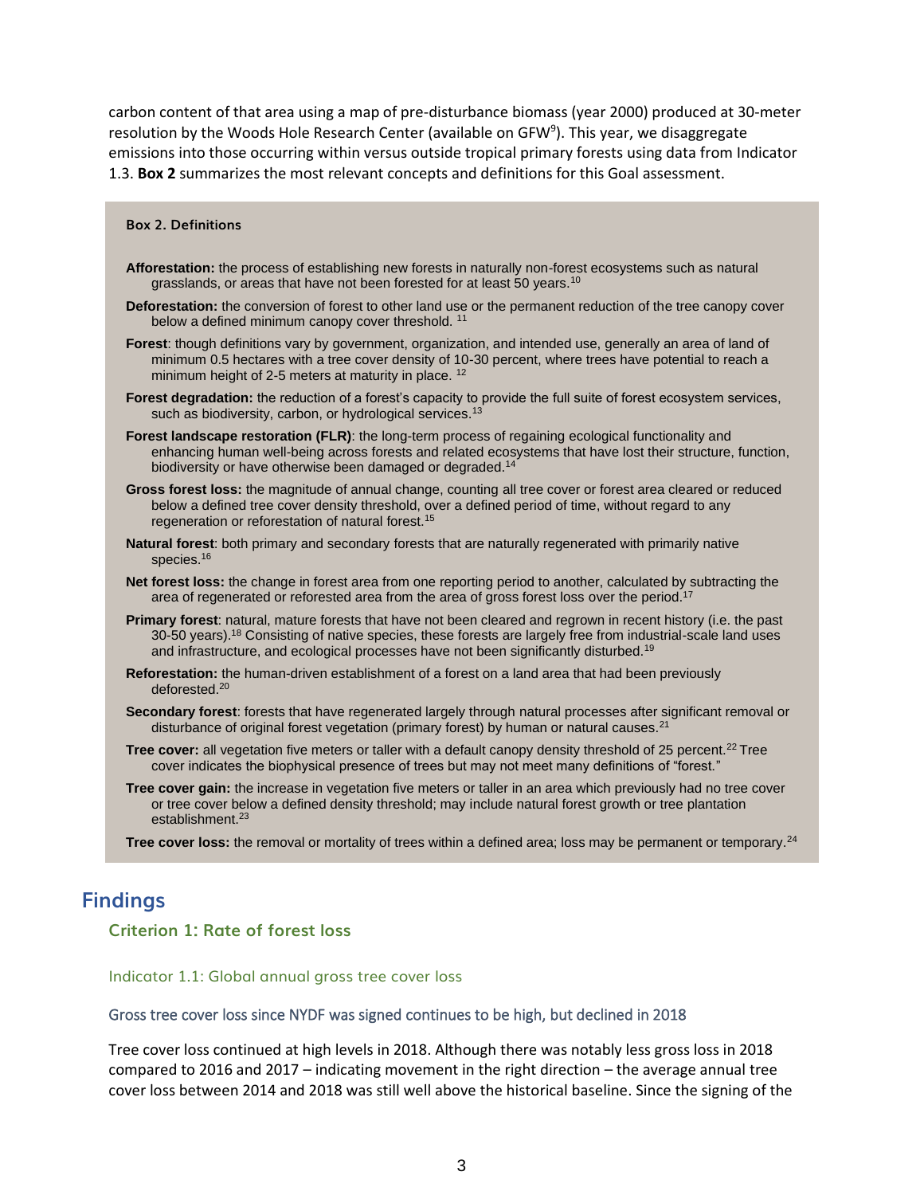carbon content of that area using a map of pre-disturbance biomass (year 2000) produced at 30-meter resolution by the Woods Hole Research Center (available on GFW[9]). This year, we disaggregate emissions into those occurring within versus outside tropical primary forests using data from Indicator 1.3. **Box 2** summarizes the most relevant concepts and definitions for this Goal assessment.

> **Box 2. Definitions**
>
> **Afforestation:** the process of establishing new forests in naturally non-forest ecosystems such as natural grasslands, or areas that have not been forested for at least 50 years.[10]
>
> **Deforestation:** the conversion of forest to other land use or the permanent reduction of the tree canopy cover below a defined minimum canopy cover threshold.[11]
>
> **Forest**: though definitions vary by government, organization, and intended use, generally an area of land of minimum 0.5 hectares with a tree cover density of 10-30 percent, where trees have potential to reach a minimum height of 2-5 meters at maturity in place.[12]
>
> **Forest degradation:** the reduction of a forest's capacity to provide the full suite of forest ecosystem services, such as biodiversity, carbon, or hydrological services.[13]
>
> **Forest landscape restoration (FLR)**: the long-term process of regaining ecological functionality and enhancing human well-being across forests and related ecosystems that have lost their structure, function, biodiversity or have otherwise been damaged or degraded.[14]
>
> **Gross forest loss:** the magnitude of annual change, counting all tree cover or forest area cleared or reduced below a defined tree cover density threshold, over a defined period of time, without regard to any regeneration or reforestation of natural forest.[15]
>
> **Natural forest**: both primary and secondary forests that are naturally regenerated with primarily native species.[16]
>
> **Net forest loss:** the change in forest area from one reporting period to another, calculated by subtracting the area of regenerated or reforested area from the area of gross forest loss over the period.[17]
>
> **Primary forest**: natural, mature forests that have not been cleared and regrown in recent history (i.e. the past 30-50 years).[18] Consisting of native species, these forests are largely free from industrial-scale land uses and infrastructure, and ecological processes have not been significantly disturbed.[19]
>
> **Reforestation:** the human-driven establishment of a forest on a land area that had been previously deforested.[20]
>
> **Secondary forest**: forests that have regenerated largely through natural processes after significant removal or disturbance of original forest vegetation (primary forest) by human or natural causes.[21]
>
> **Tree cover:** all vegetation five meters or taller with a default canopy density threshold of 25 percent.[22] Tree cover indicates the biophysical presence of trees but may not meet many definitions of "forest."
>
> **Tree cover gain:** the increase in vegetation five meters or taller in an area which previously had no tree cover or tree cover below a defined density threshold; may include natural forest growth or tree plantation establishment.[23]
>
> **Tree cover loss:** the removal or mortality of trees within a defined area; loss may be permanent or temporary.[24]

# Findings

## Criterion 1: Rate of forest loss

### Indicator 1.1: Global annual gross tree cover loss

#### Gross tree cover loss since NYDF was signed continues to be high, but declined in 2018

Tree cover loss continued at high levels in 2018. Although there was notably less gross loss in 2018 compared to 2016 and 2017 – indicating movement in the right direction – the average annual tree cover loss between 2014 and 2018 was still well above the historical baseline. Since the signing of the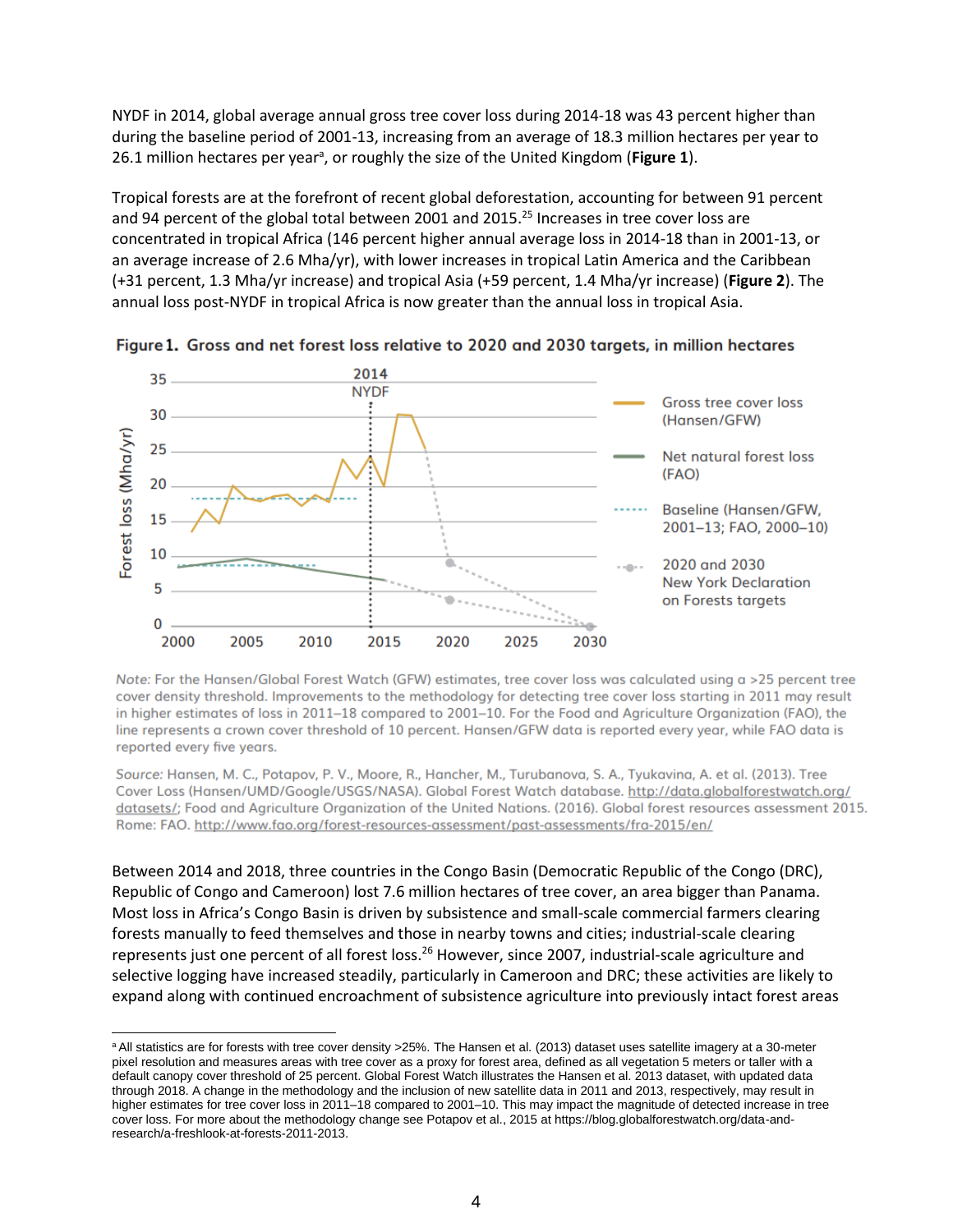NYDF in 2014, global average annual gross tree cover loss during 2014-18 was 43 percent higher than during the baseline period of 2001-13, increasing from an average of 18.3 million hectares per year to 26.1 million hectares per year[a], or roughly the size of the United Kingdom (**Figure 1**).

Tropical forests are at the forefront of recent global deforestation, accounting for between 91 percent and 94 percent of the global total between 2001 and 2015.[25] Increases in tree cover loss are concentrated in tropical Africa (146 percent higher annual average loss in 2014-18 than in 2001-13, or an average increase of 2.6 Mha/yr), with lower increases in tropical Latin America and the Caribbean (+31 percent, 1.3 Mha/yr increase) and tropical Asia (+59 percent, 1.4 Mha/yr increase) (**Figure 2**). The annual loss post-NYDF in tropical Africa is now greater than the annual loss in tropical Asia.

**Figure 1. Gross and net forest loss relative to 2020 and 2030 targets, in million hectares**

*Note:* For the Hansen/Global Forest Watch (GFW) estimates, tree cover loss was calculated using a >25 percent tree cover density threshold. Improvements to the methodology for detecting tree cover loss starting in 2011 may result in higher estimates of loss in 2011–18 compared to 2001–10. For the Food and Agriculture Organization (FAO), the line represents a crown cover threshold of 10 percent. Hansen/GFW data is reported every year, while FAO data is reported every five years.

*Source:* Hansen, M. C., Potapov, P. V., Moore, R., Hancher, M., Turubanova, S. A., Tyukavina, A. et al. (2013). Tree Cover Loss (Hansen/UMD/Google/USGS/NASA). Global Forest Watch database. http://data.globalforestwatch.org/datasets/; Food and Agriculture Organization of the United Nations. (2016). Global forest resources assessment 2015. Rome: FAO. http://www.fao.org/forest-resources-assessment/past-assessments/fra-2015/en/

Between 2014 and 2018, three countries in the Congo Basin (Democratic Republic of the Congo (DRC), Republic of Congo and Cameroon) lost 7.6 million hectares of tree cover, an area bigger than Panama. Most loss in Africa's Congo Basin is driven by subsistence and small-scale commercial farmers clearing forests manually to feed themselves and those in nearby towns and cities; industrial-scale clearing represents just one percent of all forest loss.[26] However, since 2007, industrial-scale agriculture and selective logging have increased steadily, particularly in Cameroon and DRC; these activities are likely to expand along with continued encroachment of subsistence agriculture into previously intact forest areas

---

[a] All statistics are for forests with tree cover density >25%. The Hansen et al. (2013) dataset uses satellite imagery at a 30-meter pixel resolution and measures areas with tree cover as a proxy for forest area, defined as all vegetation 5 meters or taller with a default canopy cover threshold of 25 percent. Global Forest Watch illustrates the Hansen et al. 2013 dataset, with updated data through 2018. A change in the methodology and the inclusion of new satellite data in 2011 and 2013, respectively, may result in higher estimates for tree cover loss in 2011–18 compared to 2001–10. This may impact the magnitude of detected increase in tree cover loss. For more about the methodology change see Potapov et al., 2015 at https://blog.globalforestwatch.org/data-and-research/a-freshlook-at-forests-2011-2013.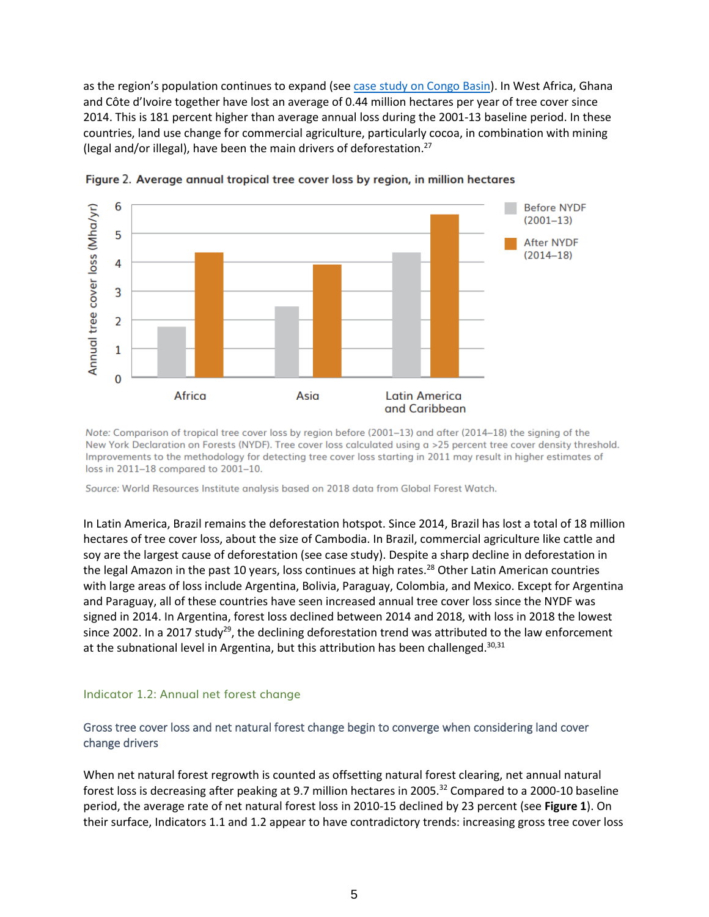as the region's population continues to expand (see [case study on Congo Basin](#)). In West Africa, Ghana and Côte d'Ivoire together have lost an average of 0.44 million hectares per year of tree cover since 2014. This is 181 percent higher than average annual loss during the 2001-13 baseline period. In these countries, land use change for commercial agriculture, particularly cocoa, in combination with mining (legal and/or illegal), have been the main drivers of deforestation.[27]

**Figure 2. Average annual tropical tree cover loss by region, in million hectares**

*Note:* Comparison of tropical tree cover loss by region before (2001–13) and after (2014–18) the signing of the New York Declaration on Forests (NYDF). Tree cover loss calculated using a >25 percent tree cover density threshold. Improvements to the methodology for detecting tree cover loss starting in 2011 may result in higher estimates of loss in 2011–18 compared to 2001–10.

*Source:* World Resources Institute analysis based on 2018 data from Global Forest Watch.

In Latin America, Brazil remains the deforestation hotspot. Since 2014, Brazil has lost a total of 18 million hectares of tree cover loss, about the size of Cambodia. In Brazil, commercial agriculture like cattle and soy are the largest cause of deforestation (see case study). Despite a sharp decline in deforestation in the legal Amazon in the past 10 years, loss continues at high rates.[28] Other Latin American countries with large areas of loss include Argentina, Bolivia, Paraguay, Colombia, and Mexico. Except for Argentina and Paraguay, all of these countries have seen increased annual tree cover loss since the NYDF was signed in 2014. In Argentina, forest loss declined between 2014 and 2018, with loss in 2018 the lowest since 2002. In a 2017 study[29], the declining deforestation trend was attributed to the law enforcement at the subnational level in Argentina, but this attribution has been challenged.[30,31]

### Indicator 1.2: Annual net forest change

#### Gross tree cover loss and net natural forest change begin to converge when considering land cover change drivers

When net natural forest regrowth is counted as offsetting natural forest clearing, net annual natural forest loss is decreasing after peaking at 9.7 million hectares in 2005.[32] Compared to a 2000-10 baseline period, the average rate of net natural forest loss in 2010-15 declined by 23 percent (see **Figure 1**). On their surface, Indicators 1.1 and 1.2 appear to have contradictory trends: increasing gross tree cover loss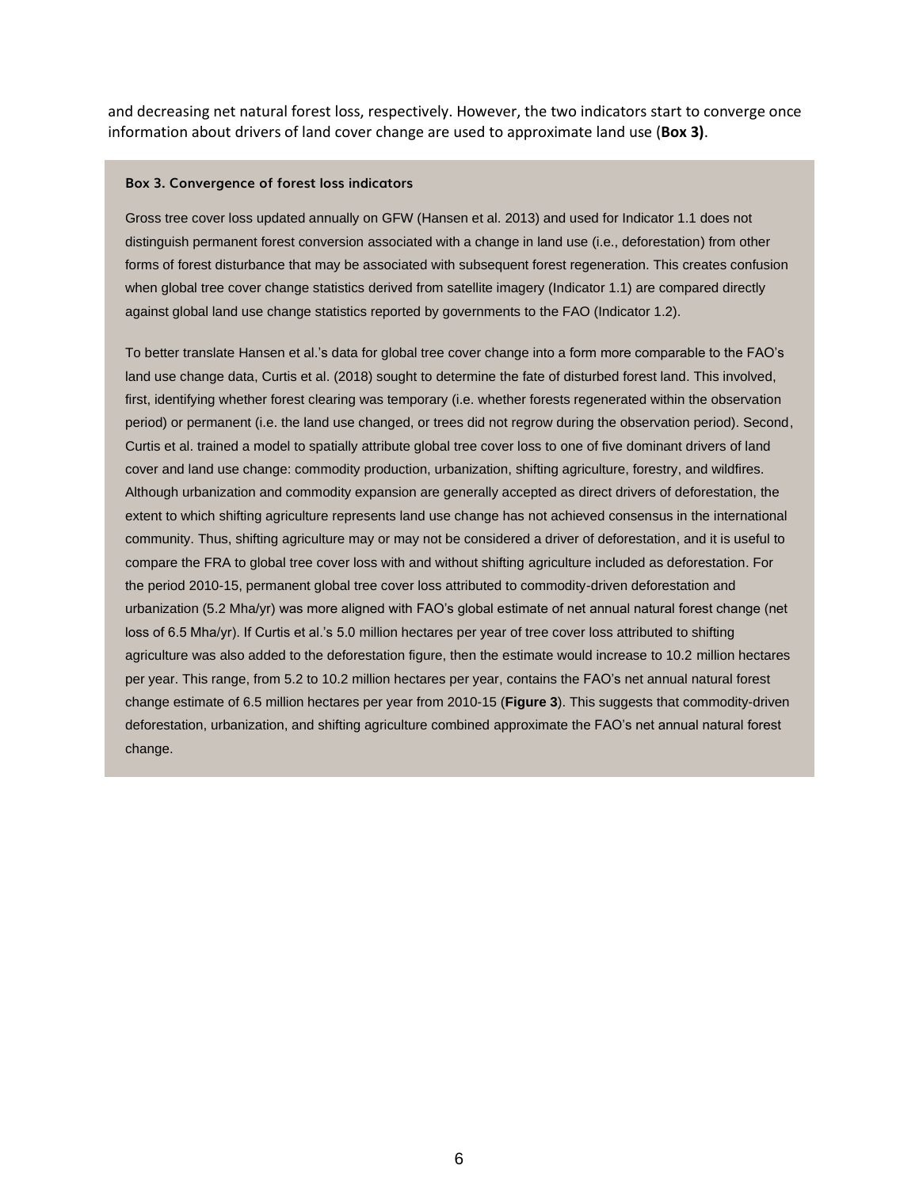and decreasing net natural forest loss, respectively. However, the two indicators start to converge once information about drivers of land cover change are used to approximate land use (**Box 3)**.

**Box 3. Convergence of forest loss indicators**

Gross tree cover loss updated annually on GFW (Hansen et al. 2013) and used for Indicator 1.1 does not distinguish permanent forest conversion associated with a change in land use (i.e., deforestation) from other forms of forest disturbance that may be associated with subsequent forest regeneration. This creates confusion when global tree cover change statistics derived from satellite imagery (Indicator 1.1) are compared directly against global land use change statistics reported by governments to the FAO (Indicator 1.2).

To better translate Hansen et al.'s data for global tree cover change into a form more comparable to the FAO's land use change data, Curtis et al. (2018) sought to determine the fate of disturbed forest land. This involved, first, identifying whether forest clearing was temporary (i.e. whether forests regenerated within the observation period) or permanent (i.e. the land use changed, or trees did not regrow during the observation period). Second, Curtis et al. trained a model to spatially attribute global tree cover loss to one of five dominant drivers of land cover and land use change: commodity production, urbanization, shifting agriculture, forestry, and wildfires. Although urbanization and commodity expansion are generally accepted as direct drivers of deforestation, the extent to which shifting agriculture represents land use change has not achieved consensus in the international community. Thus, shifting agriculture may or may not be considered a driver of deforestation, and it is useful to compare the FRA to global tree cover loss with and without shifting agriculture included as deforestation. For the period 2010-15, permanent global tree cover loss attributed to commodity-driven deforestation and urbanization (5.2 Mha/yr) was more aligned with FAO's global estimate of net annual natural forest change (net loss of 6.5 Mha/yr). If Curtis et al.'s 5.0 million hectares per year of tree cover loss attributed to shifting agriculture was also added to the deforestation figure, then the estimate would increase to 10.2 million hectares per year. This range, from 5.2 to 10.2 million hectares per year, contains the FAO's net annual natural forest change estimate of 6.5 million hectares per year from 2010-15 (**Figure 3**). This suggests that commodity-driven deforestation, urbanization, and shifting agriculture combined approximate the FAO's net annual natural forest change.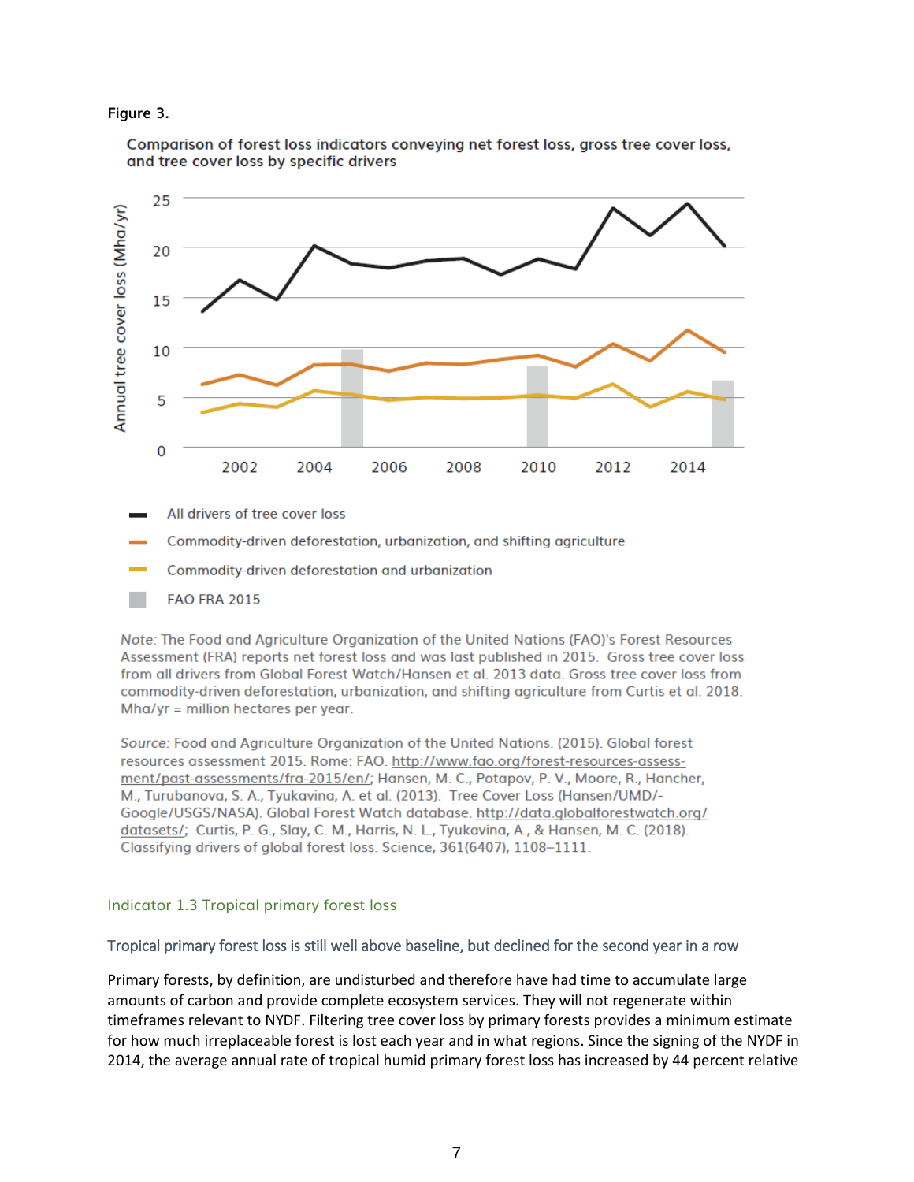**Figure 3.**

**Comparison of forest loss indicators conveying net forest loss, gross tree cover loss, and tree cover loss by specific drivers**

- All drivers of tree cover loss
- Commodity-driven deforestation, urbanization, and shifting agriculture
- Commodity-driven deforestation and urbanization
- FAO FRA 2015

*Note:* The Food and Agriculture Organization of the United Nations (FAO)'s Forest Resources Assessment (FRA) reports net forest loss and was last published in 2015. Gross tree cover loss from all drivers from Global Forest Watch/Hansen et al. 2013 data. Gross tree cover loss from commodity-driven deforestation, urbanization, and shifting agriculture from Curtis et al. 2018. Mha/yr = million hectares per year.

*Source:* Food and Agriculture Organization of the United Nations. (2015). Global forest resources assessment 2015. Rome: FAO. http://www.fao.org/forest-resources-assessment/past-assessments/fra-2015/en/; Hansen, M. C., Potapov, P. V., Moore, R., Hancher, M., Turubanova, S. A., Tyukavina, A. et al. (2013). Tree Cover Loss (Hansen/UMD/-Google/USGS/NASA). Global Forest Watch database. http://data.globalforestwatch.org/datasets/; Curtis, P. G., Slay, C. M., Harris, N. L., Tyukavina, A., & Hansen, M. C. (2018). Classifying drivers of global forest loss. Science, 361(6407), 1108–1111.

### Indicator 1.3 Tropical primary forest loss

#### Tropical primary forest loss is still well above baseline, but declined for the second year in a row

Primary forests, by definition, are undisturbed and therefore have had time to accumulate large amounts of carbon and provide complete ecosystem services. They will not regenerate within timeframes relevant to NYDF. Filtering tree cover loss by primary forests provides a minimum estimate for how much irreplaceable forest is lost each year and in what regions. Since the signing of the NYDF in 2014, the average annual rate of tropical humid primary forest loss has increased by 44 percent relative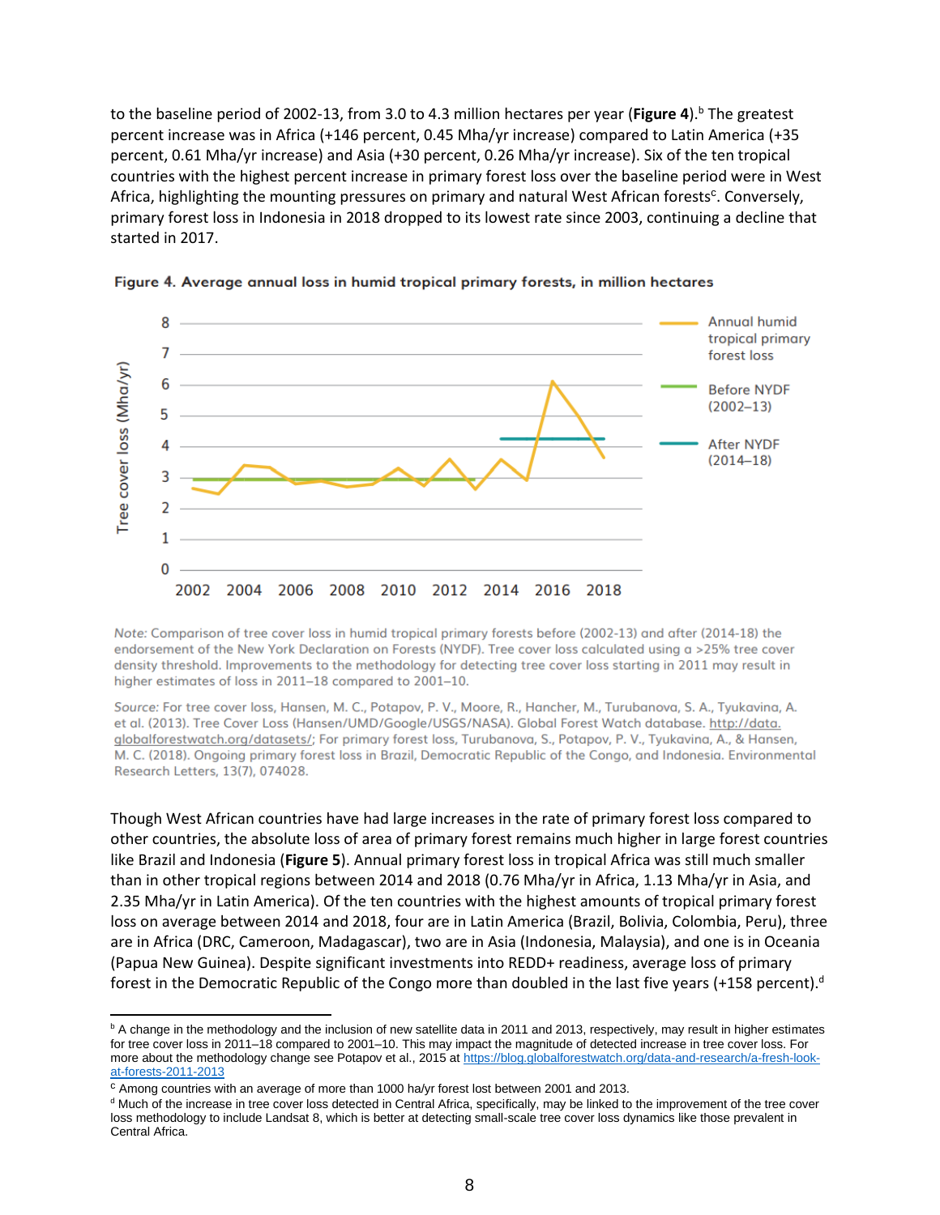to the baseline period of 2002-13, from 3.0 to 4.3 million hectares per year (**Figure 4**).[b] The greatest percent increase was in Africa (+146 percent, 0.45 Mha/yr increase) compared to Latin America (+35 percent, 0.61 Mha/yr increase) and Asia (+30 percent, 0.26 Mha/yr increase). Six of the ten tropical countries with the highest percent increase in primary forest loss over the baseline period were in West Africa, highlighting the mounting pressures on primary and natural West African forests[c]. Conversely, primary forest loss in Indonesia in 2018 dropped to its lowest rate since 2003, continuing a decline that started in 2017.

**Figure 4. Average annual loss in humid tropical primary forests, in million hectares**

*Note:* Comparison of tree cover loss in humid tropical primary forests before (2002-13) and after (2014-18) the endorsement of the New York Declaration on Forests (NYDF). Tree cover loss calculated using a >25% tree cover density threshold. Improvements to the methodology for detecting tree cover loss starting in 2011 may result in higher estimates of loss in 2011–18 compared to 2001–10.

*Source:* For tree cover loss, Hansen, M. C., Potapov, P. V., Moore, R., Hancher, M., Turubanova, S. A., Tyukavina, A. et al. (2013). Tree Cover Loss (Hansen/UMD/Google/USGS/NASA). Global Forest Watch database. http://data.globalforestwatch.org/datasets/; For primary forest loss, Turubanova, S., Potapov, P. V., Tyukavina, A., & Hansen, M. C. (2018). Ongoing primary forest loss in Brazil, Democratic Republic of the Congo, and Indonesia. Environmental Research Letters, 13(7), 074028.

Though West African countries have had large increases in the rate of primary forest loss compared to other countries, the absolute loss of area of primary forest remains much higher in large forest countries like Brazil and Indonesia (**Figure 5**). Annual primary forest loss in tropical Africa was still much smaller than in other tropical regions between 2014 and 2018 (0.76 Mha/yr in Africa, 1.13 Mha/yr in Asia, and 2.35 Mha/yr in Latin America). Of the ten countries with the highest amounts of tropical primary forest loss on average between 2014 and 2018, four are in Latin America (Brazil, Bolivia, Colombia, Peru), three are in Africa (DRC, Cameroon, Madagascar), two are in Asia (Indonesia, Malaysia), and one is in Oceania (Papua New Guinea). Despite significant investments into REDD+ readiness, average loss of primary forest in the Democratic Republic of the Congo more than doubled in the last five years (+158 percent).[d]

---

[b] A change in the methodology and the inclusion of new satellite data in 2011 and 2013, respectively, may result in higher estimates for tree cover loss in 2011–18 compared to 2001–10. This may impact the magnitude of detected increase in tree cover loss. For more about the methodology change see Potapov et al., 2015 at https://blog.globalforestwatch.org/data-and-research/a-fresh-look-at-forests-2011-2013

[c] Among countries with an average of more than 1000 ha/yr forest lost between 2001 and 2013.

[d] Much of the increase in tree cover loss detected in Central Africa, specifically, may be linked to the improvement of the tree cover loss methodology to include Landsat 8, which is better at detecting small-scale tree cover loss dynamics like those prevalent in Central Africa.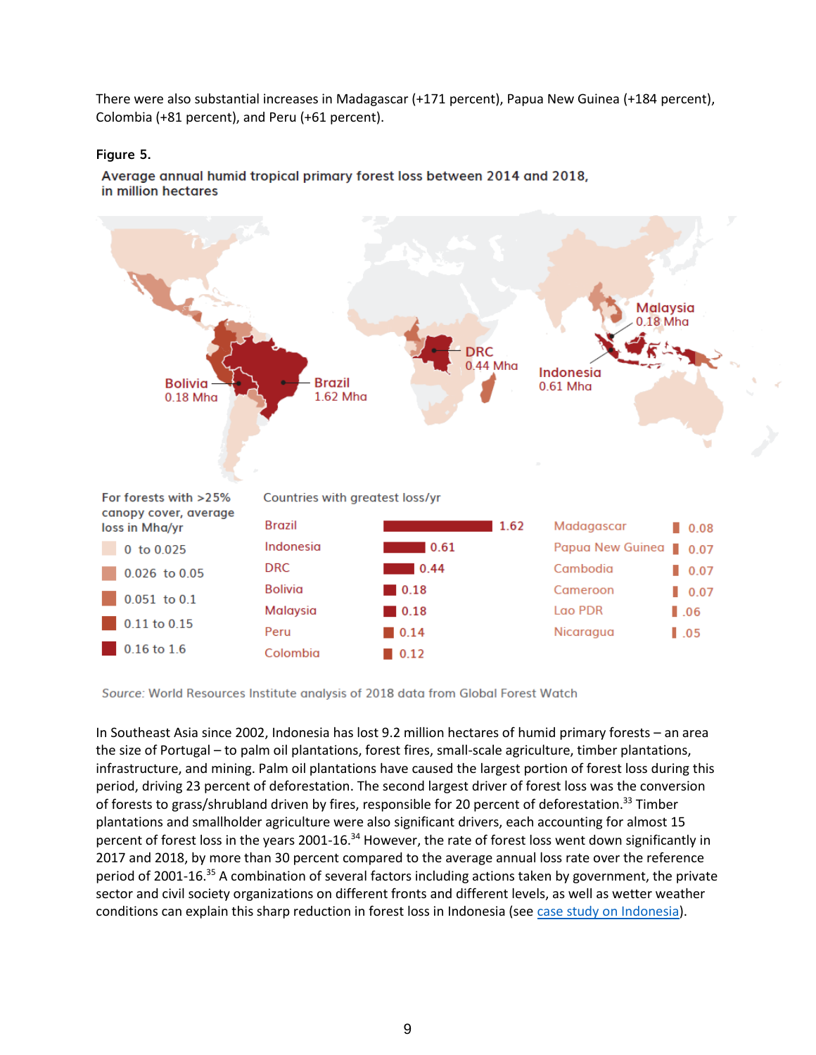There were also substantial increases in Madagascar (+171 percent), Papua New Guinea (+184 percent), Colombia (+81 percent), and Peru (+61 percent).

**Figure 5.**

**Average annual humid tropical primary forest loss between 2014 and 2018, in million hectares**

Bolivia 0.18 Mha

Brazil 1.62 Mha

DRC 0.44 Mha

Indonesia 0.61 Mha

Malaysia 0.18 Mha

For forests with >25% canopy cover, average loss in Mha/yr

- 0 to 0.025
- 0.026 to 0.05
- 0.051 to 0.1
- 0.11 to 0.15
- 0.16 to 1.6

Countries with greatest loss/yr

| Country | Loss | Country | Loss |
|---|---|---|---|
| Brazil | 1.62 | Madagascar | 0.08 |
| Indonesia | 0.61 | Papua New Guinea | 0.07 |
| DRC | 0.44 | Cambodia | 0.07 |
| Bolivia | 0.18 | Cameroon | 0.07 |
| Malaysia | 0.18 | Lao PDR | .06 |
| Peru | 0.14 | Nicaragua | .05 |
| Colombia | 0.12 | | |

*Source:* World Resources Institute analysis of 2018 data from Global Forest Watch

In Southeast Asia since 2002, Indonesia has lost 9.2 million hectares of humid primary forests – an area the size of Portugal – to palm oil plantations, forest fires, small-scale agriculture, timber plantations, infrastructure, and mining. Palm oil plantations have caused the largest portion of forest loss during this period, driving 23 percent of deforestation. The second largest driver of forest loss was the conversion of forests to grass/shrubland driven by fires, responsible for 20 percent of deforestation.[33] Timber plantations and smallholder agriculture were also significant drivers, each accounting for almost 15 percent of forest loss in the years 2001-16.[34] However, the rate of forest loss went down significantly in 2017 and 2018, by more than 30 percent compared to the average annual loss rate over the reference period of 2001-16.[35] A combination of several factors including actions taken by government, the private sector and civil society organizations on different fronts and different levels, as well as wetter weather conditions can explain this sharp reduction in forest loss in Indonesia (see case study on Indonesia).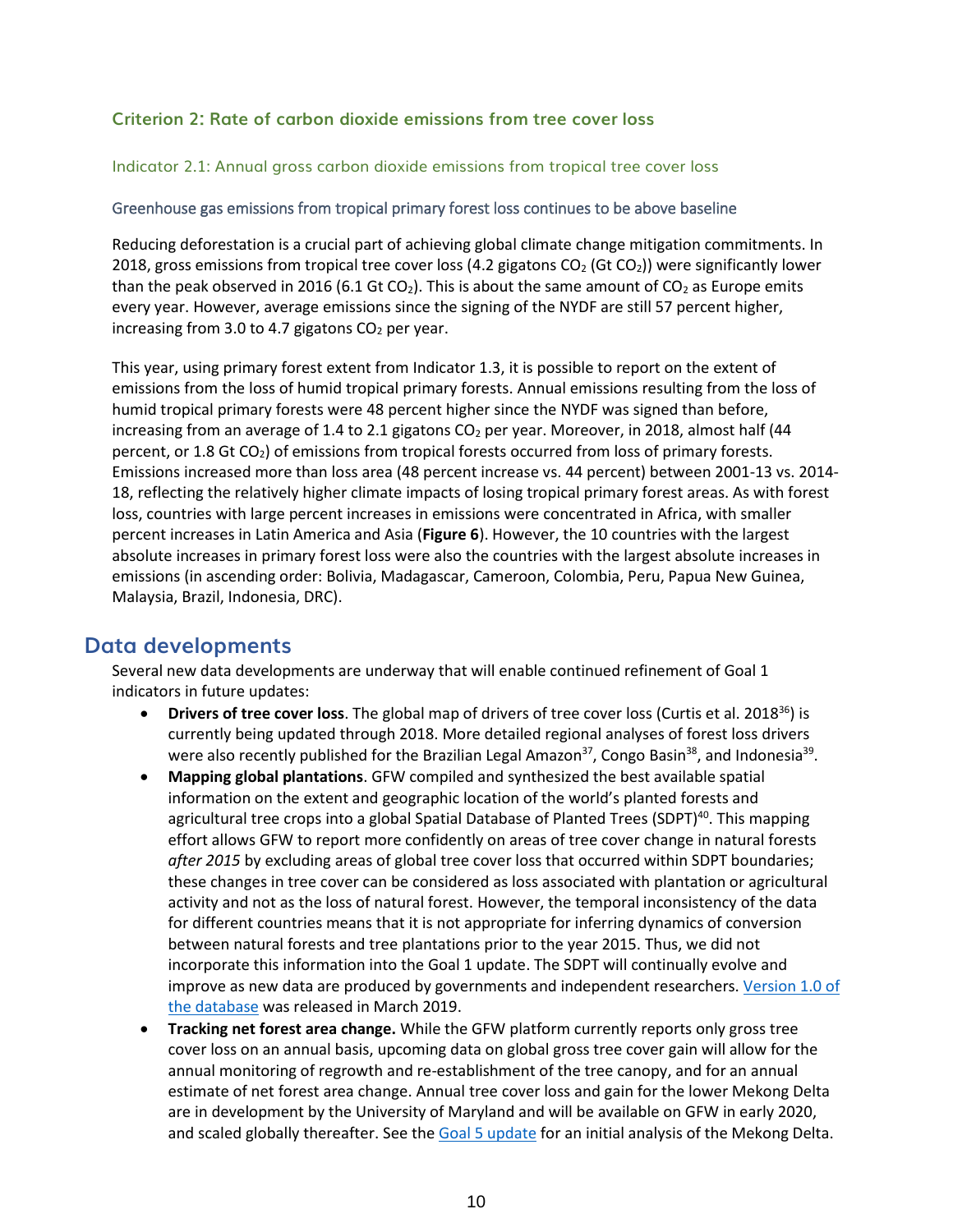### Criterion 2: Rate of carbon dioxide emissions from tree cover loss

#### Indicator 2.1: Annual gross carbon dioxide emissions from tropical tree cover loss

##### Greenhouse gas emissions from tropical primary forest loss continues to be above baseline

Reducing deforestation is a crucial part of achieving global climate change mitigation commitments. In 2018, gross emissions from tropical tree cover loss (4.2 gigatons $CO_2$ (Gt $CO_2$)) were significantly lower than the peak observed in 2016 (6.1 Gt $CO_2$). This is about the same amount of $CO_2$ as Europe emits every year. However, average emissions since the signing of the NYDF are still 57 percent higher, increasing from 3.0 to 4.7 gigatons $CO_2$ per year.

This year, using primary forest extent from Indicator 1.3, it is possible to report on the extent of emissions from the loss of humid tropical primary forests. Annual emissions resulting from the loss of humid tropical primary forests were 48 percent higher since the NYDF was signed than before, increasing from an average of 1.4 to 2.1 gigatons $CO_2$ per year. Moreover, in 2018, almost half (44 percent, or 1.8 Gt $CO_2$) of emissions from tropical forests occurred from loss of primary forests. Emissions increased more than loss area (48 percent increase vs. 44 percent) between 2001-13 vs. 2014-18, reflecting the relatively higher climate impacts of losing tropical primary forest areas. As with forest loss, countries with large percent increases in emissions were concentrated in Africa, with smaller percent increases in Latin America and Asia (**Figure 6**). However, the 10 countries with the largest absolute increases in primary forest loss were also the countries with the largest absolute increases in emissions (in ascending order: Bolivia, Madagascar, Cameroon, Colombia, Peru, Papua New Guinea, Malaysia, Brazil, Indonesia, DRC).

## Data developments

Several new data developments are underway that will enable continued refinement of Goal 1 indicators in future updates:

- **Drivers of tree cover loss**. The global map of drivers of tree cover loss (Curtis et al. 2018[36]) is currently being updated through 2018. More detailed regional analyses of forest loss drivers were also recently published for the Brazilian Legal Amazon[37], Congo Basin[38], and Indonesia[39].
- **Mapping global plantations**. GFW compiled and synthesized the best available spatial information on the extent and geographic location of the world's planted forests and agricultural tree crops into a global Spatial Database of Planted Trees (SDPT)[40]. This mapping effort allows GFW to report more confidently on areas of tree cover change in natural forests *after 2015* by excluding areas of global tree cover loss that occurred within SDPT boundaries; these changes in tree cover can be considered as loss associated with plantation or agricultural activity and not as the loss of natural forest. However, the temporal inconsistency of the data for different countries means that it is not appropriate for inferring dynamics of conversion between natural forests and tree plantations prior to the year 2015. Thus, we did not incorporate this information into the Goal 1 update. The SDPT will continually evolve and improve as new data are produced by governments and independent researchers. Version 1.0 of the database was released in March 2019.
- **Tracking net forest area change.** While the GFW platform currently reports only gross tree cover loss on an annual basis, upcoming data on global gross tree cover gain will allow for the annual monitoring of regrowth and re-establishment of the tree canopy, and for an annual estimate of net forest area change. Annual tree cover loss and gain for the lower Mekong Delta are in development by the University of Maryland and will be available on GFW in early 2020, and scaled globally thereafter. See the Goal 5 update for an initial analysis of the Mekong Delta.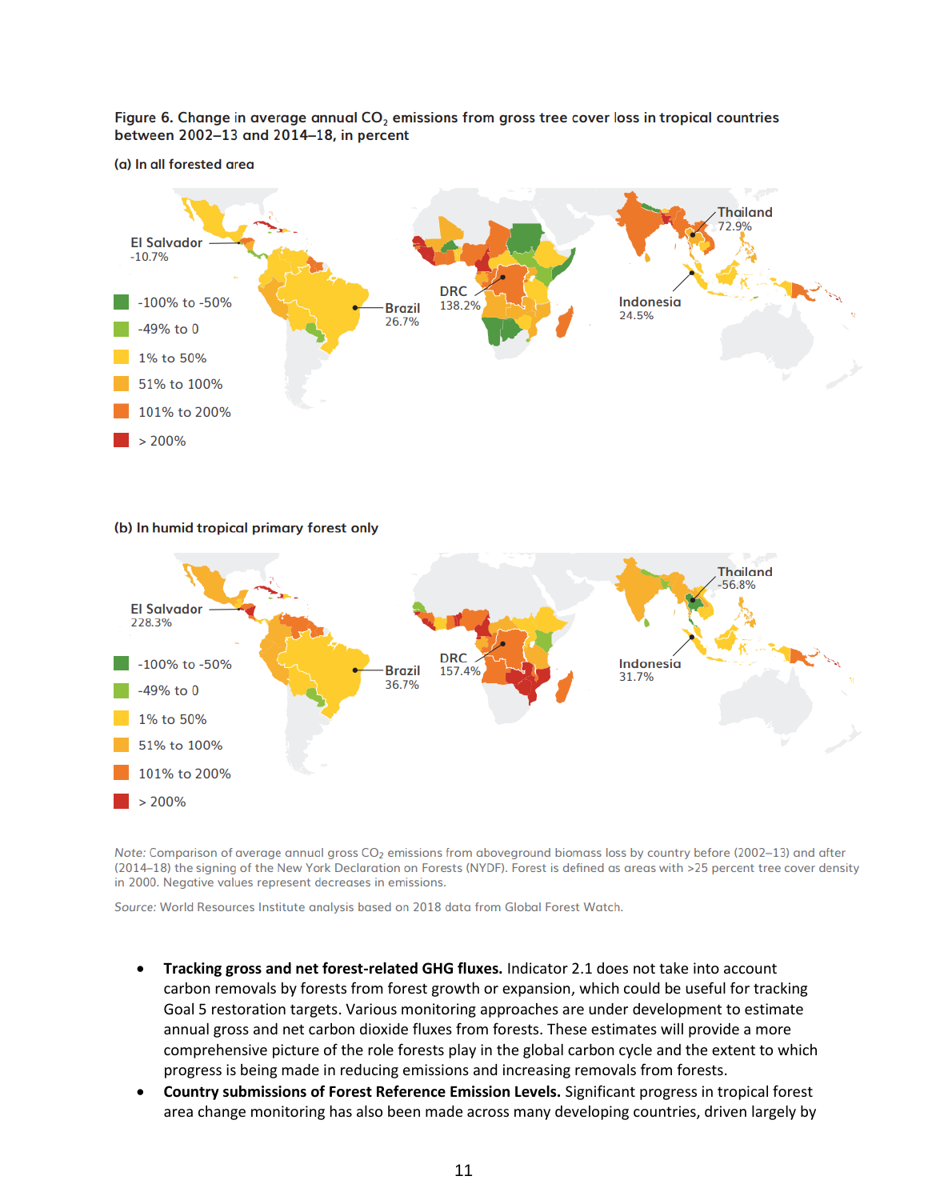**Figure 6. Change in average annual $CO_2$ emissions from gross tree cover loss in tropical countries between 2002–13 and 2014–18, in percent**

**(a) In all forested area**

El Salvador -10.7%
Brazil 26.7%
DRC 138.2%
Thailand 72.9%
Indonesia 24.5%

-100% to -50%
-49% to 0
1% to 50%
51% to 100%
101% to 200%
> 200%

**(b) In humid tropical primary forest only**

El Salvador 228.3%
Brazil 36.7%
DRC 157.4%
Thailand -56.8%
Indonesia 31.7%

-100% to -50%
-49% to 0
1% to 50%
51% to 100%
101% to 200%
> 200%

*Note:* Comparison of average annual gross $CO_2$ emissions from aboveground biomass loss by country before (2002–13) and after (2014–18) the signing of the New York Declaration on Forests (NYDF). Forest is defined as areas with >25 percent tree cover density in 2000. Negative values represent decreases in emissions.

*Source:* World Resources Institute analysis based on 2018 data from Global Forest Watch.

- **Tracking gross and net forest-related GHG fluxes.** Indicator 2.1 does not take into account carbon removals by forests from forest growth or expansion, which could be useful for tracking Goal 5 restoration targets. Various monitoring approaches are under development to estimate annual gross and net carbon dioxide fluxes from forests. These estimates will provide a more comprehensive picture of the role forests play in the global carbon cycle and the extent to which progress is being made in reducing emissions and increasing removals from forests.
- **Country submissions of Forest Reference Emission Levels.** Significant progress in tropical forest area change monitoring has also been made across many developing countries, driven largely by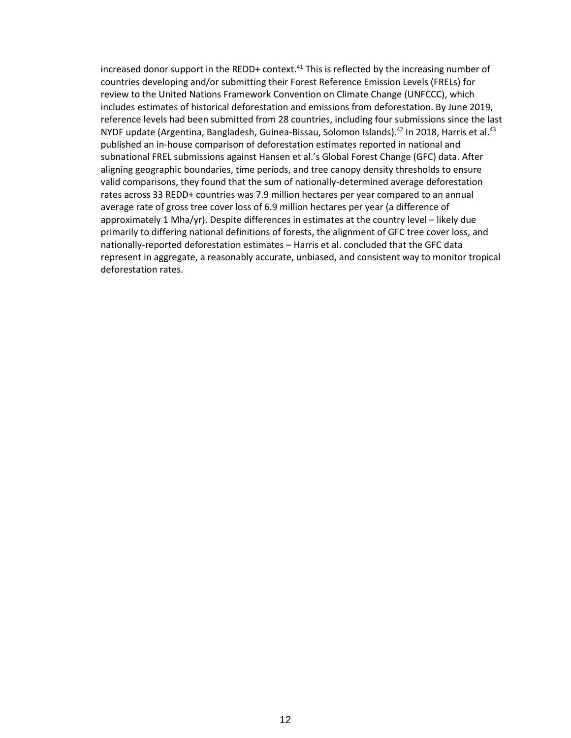increased donor support in the REDD+ context.[41] This is reflected by the increasing number of countries developing and/or submitting their Forest Reference Emission Levels (FRELs) for review to the United Nations Framework Convention on Climate Change (UNFCCC), which includes estimates of historical deforestation and emissions from deforestation. By June 2019, reference levels had been submitted from 28 countries, including four submissions since the last NYDF update (Argentina, Bangladesh, Guinea-Bissau, Solomon Islands).[42] In 2018, Harris et al.[43] published an in-house comparison of deforestation estimates reported in national and subnational FREL submissions against Hansen et al.'s Global Forest Change (GFC) data. After aligning geographic boundaries, time periods, and tree canopy density thresholds to ensure valid comparisons, they found that the sum of nationally-determined average deforestation rates across 33 REDD+ countries was 7.9 million hectares per year compared to an annual average rate of gross tree cover loss of 6.9 million hectares per year (a difference of approximately 1 Mha/yr). Despite differences in estimates at the country level – likely due primarily to differing national definitions of forests, the alignment of GFC tree cover loss, and nationally-reported deforestation estimates – Harris et al. concluded that the GFC data represent in aggregate, a reasonably accurate, unbiased, and consistent way to monitor tropical deforestation rates.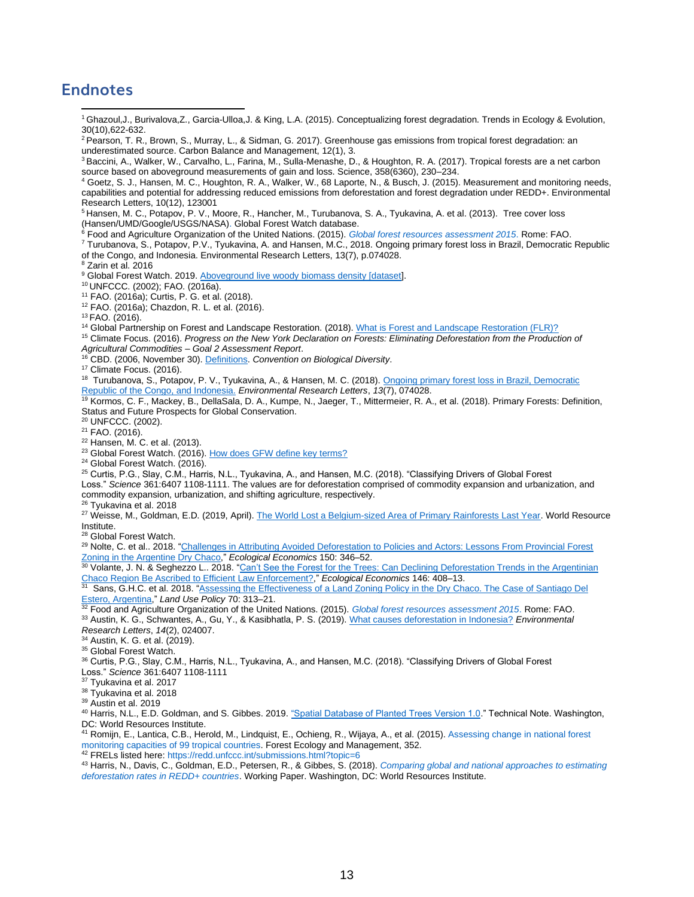# Endnotes

[1] Ghazoul,J., Burivalova,Z., Garcia-Ulloa,J. & King, L.A. (2015). Conceptualizing forest degradation. Trends in Ecology & Evolution, 30(10),622-632.

[2] Pearson, T. R., Brown, S., Murray, L., & Sidman, G. 2017). Greenhouse gas emissions from tropical forest degradation: an underestimated source. Carbon Balance and Management, 12(1), 3.

[3] Baccini, A., Walker, W., Carvalho, L., Farina, M., Sulla-Menashe, D., & Houghton, R. A. (2017). Tropical forests are a net carbon source based on aboveground measurements of gain and loss. Science, 358(6360), 230–234.

[4] Goetz, S. J., Hansen, M. C., Houghton, R. A., Walker, W., 68 Laporte, N., & Busch, J. (2015). Measurement and monitoring needs, capabilities and potential for addressing reduced emissions from deforestation and forest degradation under REDD+. Environmental Research Letters, 10(12), 123001

[5] Hansen, M. C., Potapov, P. V., Moore, R., Hancher, M., Turubanova, S. A., Tyukavina, A. et al. (2013). Tree cover loss (Hansen/UMD/Google/USGS/NASA). Global Forest Watch database.

[6] Food and Agriculture Organization of the United Nations. (2015). *Global forest resources assessment 2015*. Rome: FAO.

[7] Turubanova, S., Potapov, P.V., Tyukavina, A. and Hansen, M.C., 2018. Ongoing primary forest loss in Brazil, Democratic Republic of the Congo, and Indonesia. Environmental Research Letters, 13(7), p.074028.

[8] Zarin et al. 2016

[9] Global Forest Watch. 2019. Aboveground live woody biomass density [dataset].

[10] UNFCCC. (2002); FAO. (2016a).

[11] FAO. (2016a); Curtis, P. G. et al. (2018).

[12] FAO. (2016a); Chazdon, R. L. et al. (2016).

[13] FAO. (2016).

[14] Global Partnership on Forest and Landscape Restoration. (2018). What is Forest and Landscape Restoration (FLR)?

[15] Climate Focus. (2016). *Progress on the New York Declaration on Forests: Eliminating Deforestation from the Production of Agricultural Commodities – Goal 2 Assessment Report*.

[16] CBD. (2006, November 30). Definitions. *Convention on Biological Diversity*.

[17] Climate Focus. (2016).

[18] Turubanova, S., Potapov, P. V., Tyukavina, A., & Hansen, M. C. (2018). Ongoing primary forest loss in Brazil, Democratic Republic of the Congo, and Indonesia. *Environmental Research Letters*, *13*(7), 074028.

[19] Kormos, C. F., Mackey, B., DellaSala, D. A., Kumpe, N., Jaeger, T., Mittermeier, R. A., et al. (2018). Primary Forests: Definition, Status and Future Prospects for Global Conservation.

[20] UNFCCC. (2002).

[21] FAO. (2016).

[22] Hansen, M. C. et al. (2013).

[23] Global Forest Watch. (2016). How does GFW define key terms?

[24] Global Forest Watch. (2016).

[25] Curtis, P.G., Slay, C.M., Harris, N.L., Tyukavina, A., and Hansen, M.C. (2018). "Classifying Drivers of Global Forest Loss." *Science* 361:6407 1108-1111. The values are for deforestation comprised of commodity expansion and urbanization, and commodity expansion, urbanization, and shifting agriculture, respectively.

[26] Tyukavina et al. 2018

[27] Weisse, M., Goldman, E.D. (2019, April). The World Lost a Belgium-sized Area of Primary Rainforests Last Year. World Resource Institute.

[28] Global Forest Watch.

[29] Nolte, C. et al.. 2018. "Challenges in Attributing Avoided Deforestation to Policies and Actors: Lessons From Provincial Forest Zoning in the Argentine Dry Chaco," *Ecological Economics* 150: 346–52.

[30] Volante, J. N. & Seghezzo L.. 2018. "Can't See the Forest for the Trees: Can Declining Deforestation Trends in the Argentinian Chaco Region Be Ascribed to Efficient Law Enforcement?," *Ecological Economics* 146: 408–13.

[31] Sans, G.H.C. et al. 2018. "Assessing the Effectiveness of a Land Zoning Policy in the Dry Chaco. The Case of Santiago Del Estero, Argentina," *Land Use Policy* 70: 313–21.

[32] Food and Agriculture Organization of the United Nations. (2015). *Global forest resources assessment 2015*. Rome: FAO.

[33] Austin, K. G., Schwantes, A., Gu, Y., & Kasibhatla, P. S. (2019). What causes deforestation in Indonesia? *Environmental Research Letters*, *14*(2), 024007.

[34] Austin, K. G. et al. (2019).

[35] Global Forest Watch.

[36] Curtis, P.G., Slay, C.M., Harris, N.L., Tyukavina, A., and Hansen, M.C. (2018). "Classifying Drivers of Global Forest Loss." *Science* 361:6407 1108-1111

[37] Tyukavina et al. 2017

[38] Tyukavina et al. 2018

[39] Austin et al. 2019

[40] Harris, N.L., E.D. Goldman, and S. Gibbes. 2019. "Spatial Database of Planted Trees Version 1.0." Technical Note. Washington, DC: World Resources Institute.

[41] Romijn, E., Lantica, C.B., Herold, M., Lindquist, E., Ochieng, R., Wijaya, A., et al. (2015). Assessing change in national forest monitoring capacities of 99 tropical countries. Forest Ecology and Management, 352.

[42] FRELs listed here: https://redd.unfccc.int/submissions.html?topic=6

[43] Harris, N., Davis, C., Goldman, E.D., Petersen, R., & Gibbes, S. (2018). *Comparing global and national approaches to estimating deforestation rates in REDD+ countries*. Working Paper. Washington, DC: World Resources Institute.